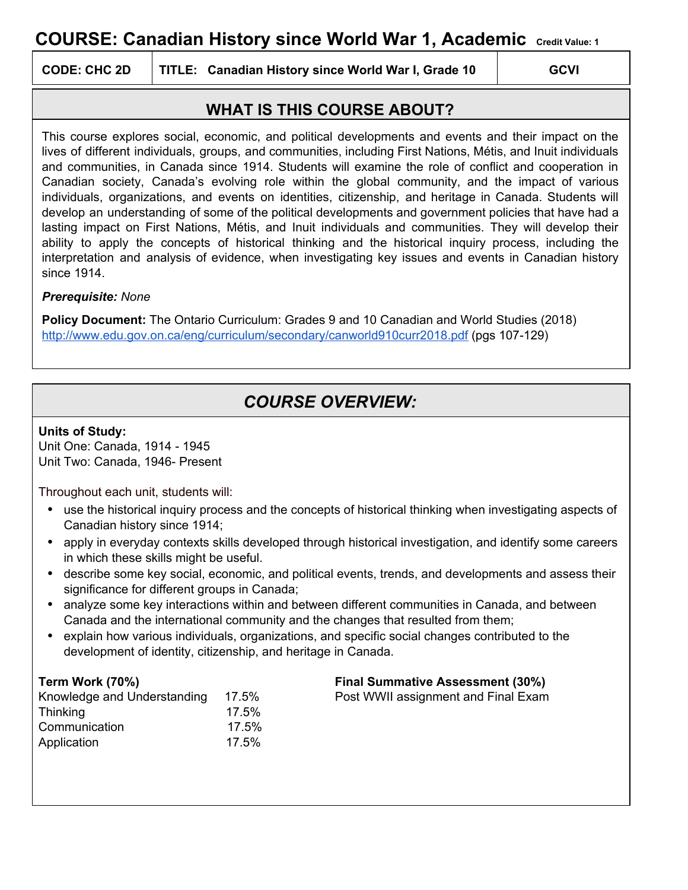# COURSE: Canadian History since World War 1, Academic Credit Value: 1

| CODE: CHC 2D | TITLE: Canadian History since World War I, Grade 10 | GCVI |
| --- | --- | --- |

## WHAT IS THIS COURSE ABOUT?

This course explores social, economic, and political developments and events and their impact on the lives of different individuals, groups, and communities, including First Nations, Métis, and Inuit individuals and communities, in Canada since 1914. Students will examine the role of conflict and cooperation in Canadian society, Canada's evolving role within the global community, and the impact of various individuals, organizations, and events on identities, citizenship, and heritage in Canada. Students will develop an understanding of some of the political developments and government policies that have had a lasting impact on First Nations, Métis, and Inuit individuals and communities. They will develop their ability to apply the concepts of historical thinking and the historical inquiry process, including the interpretation and analysis of evidence, when investigating key issues and events in Canadian history since 1914.

***Prerequisite:*** *None*

**Policy Document:** The Ontario Curriculum: Grades 9 and 10 Canadian and World Studies (2018) [http://www.edu.gov.on.ca/eng/curriculum/secondary/canworld910curr2018.pdf](http://www.edu.gov.on.ca/eng/curriculum/secondary/canworld910curr2018.pdf) (pgs 107-129)

## *COURSE OVERVIEW:*

**Units of Study:**
Unit One: Canada, 1914 - 1945
Unit Two: Canada, 1946- Present

Throughout each unit, students will:

- use the historical inquiry process and the concepts of historical thinking when investigating aspects of Canadian history since 1914;
- apply in everyday contexts skills developed through historical investigation, and identify some careers in which these skills might be useful.
- describe some key social, economic, and political events, trends, and developments and assess their significance for different groups in Canada;
- analyze some key interactions within and between different communities in Canada, and between Canada and the international community and the changes that resulted from them;
- explain how various individuals, organizations, and specific social changes contributed to the development of identity, citizenship, and heritage in Canada.

**Term Work (70%)**

| | |
| --- | --- |
| Knowledge and Understanding | 17.5% |
| Thinking | 17.5% |
| Communication | 17.5% |
| Application | 17.5% |

**Final Summative Assessment (30%)**
Post WWII assignment and Final Exam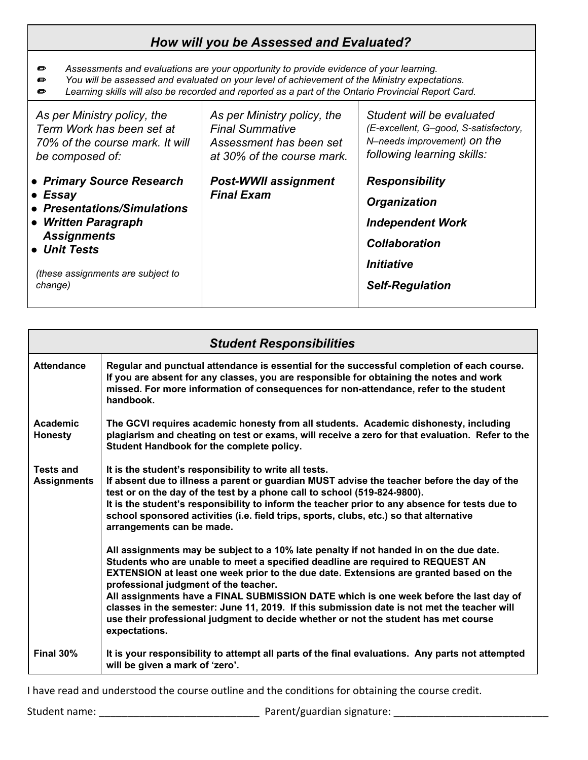## *How will you be Assessed and Evaluated?*

- *Assessments and evaluations are your opportunity to provide evidence of your learning.*
- *You will be assessed and evaluated on your level of achievement of the Ministry expectations.*
- *Learning skills will also be recorded and reported as a part of the Ontario Provincial Report Card.*

| | | |
|---|---|---|
| *As per Ministry policy, the Term Work has been set at 70% of the course mark. It will be composed of:* | *As per Ministry policy, the Final Summative Assessment has been set at 30% of the course mark.* | *Student will be evaluated (E-excellent, G–good, S-satisfactory, N–needs improvement) on the following learning skills:* |
| • ***Primary Source Research*** <br> • ***Essay*** <br> • ***Presentations/Simulations*** <br> • ***Written Paragraph Assignments*** <br> • ***Unit Tests*** <br><br> *(these assignments are subject to change)* | ***Post-WWII assignment*** <br> ***Final Exam*** | ***Responsibility*** <br> ***Organization*** <br> ***Independent Work*** <br> ***Collaboration*** <br> ***Initiative*** <br> ***Self-Regulation*** |

## *Student Responsibilities*

| | |
|---|---|
| **Attendance** | **Regular and punctual attendance is essential for the successful completion of each course. If you are absent for any classes, you are responsible for obtaining the notes and work missed. For more information of consequences for non-attendance, refer to the student handbook.** |
| **Academic Honesty** | **The GCVI requires academic honesty from all students. Academic dishonesty, including plagiarism and cheating on test or exams, will receive a zero for that evaluation. Refer to the Student Handbook for the complete policy.** |
| **Tests and Assignments** | **It is the student's responsibility to write all tests.** <br> **If absent due to illness a parent or guardian MUST advise the teacher before the day of the test or on the day of the test by a phone call to school (519-824-9800).** <br> **It is the student's responsibility to inform the teacher prior to any absence for tests due to school sponsored activities (i.e. field trips, sports, clubs, etc.) so that alternative arrangements can be made.** <br><br> **All assignments may be subject to a 10% late penalty if not handed in on the due date. Students who are unable to meet a specified deadline are required to REQUEST AN EXTENSION at least one week prior to the due date. Extensions are granted based on the professional judgment of the teacher.** <br> **All assignments have a FINAL SUBMISSION DATE which is one week before the last day of classes in the semester: June 11, 2019. If this submission date is not met the teacher will use their professional judgment to decide whether or not the student has met course expectations.** |
| **Final 30%** | **It is your responsibility to attempt all parts of the final evaluations. Any parts not attempted will be given a mark of 'zero'.** |

I have read and understood the course outline and the conditions for obtaining the course credit.

Student name: ____________________________ Parent/guardian signature: ___________________________